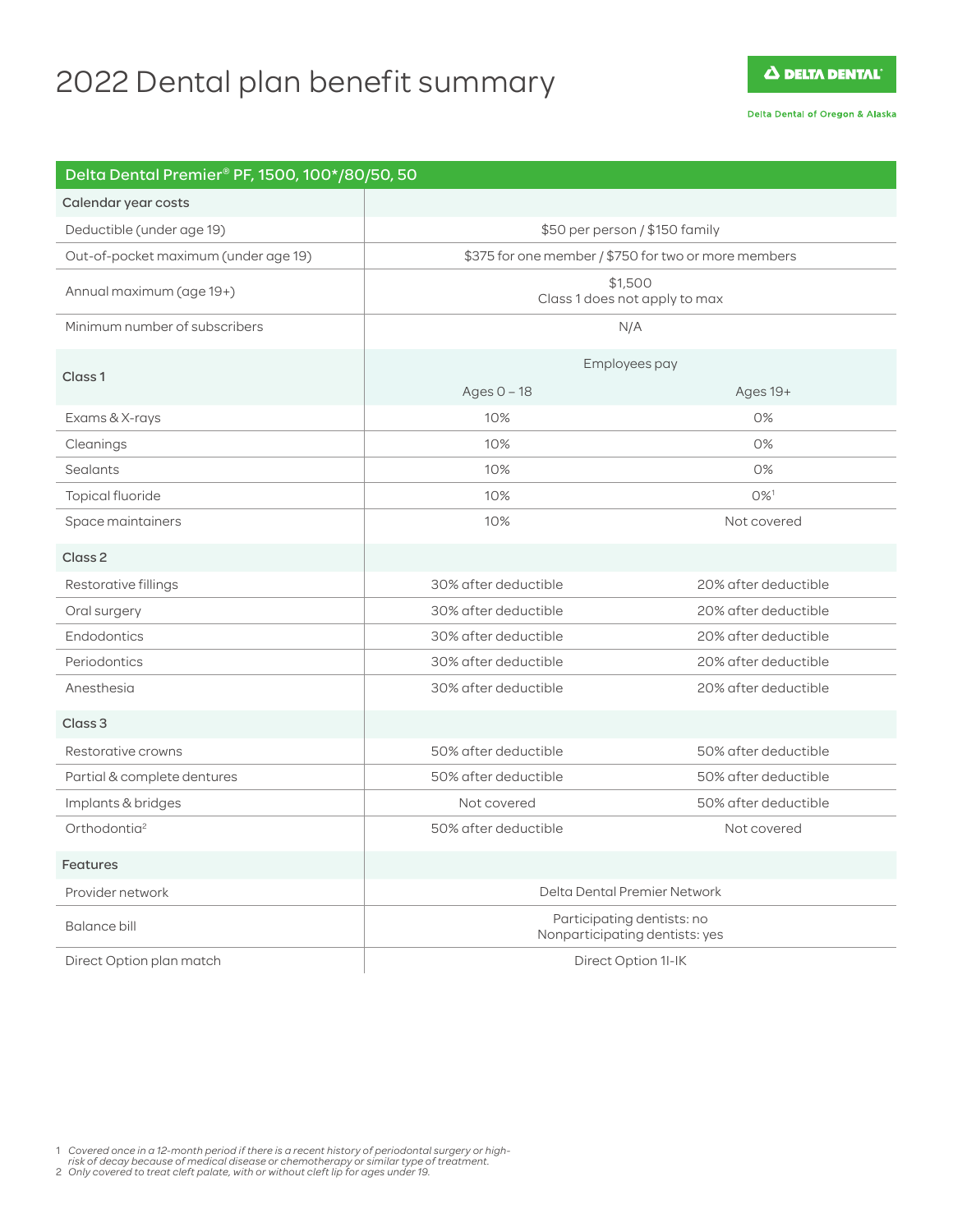# 2022 Dental plan benefit summary

Delta Dental of Oregon & Alaska

| Delta Dental Premier® PF, 1500, 100*/80/50, 50 | | |
|---|---|---|
| **Calendar year costs** | | |
| Deductible (under age 19) | $50 per person / $150 family | |
| Out-of-pocket maximum (under age 19) | $375 for one member / $750 for two or more members | |
| Annual maximum (age 19+) | $1,500<br>Class 1 does not apply to max | |
| Minimum number of subscribers | N/A | |
| **Class 1** | Employees pay | |
| | Ages 0 – 18 | Ages 19+ |
| Exams & X-rays | 10% | 0% |
| Cleanings | 10% | 0% |
| Sealants | 10% | 0% |
| Topical fluoride | 10% | 0%[1] |
| Space maintainers | 10% | Not covered |
| **Class 2** | | |
| Restorative fillings | 30% after deductible | 20% after deductible |
| Oral surgery | 30% after deductible | 20% after deductible |
| Endodontics | 30% after deductible | 20% after deductible |
| Periodontics | 30% after deductible | 20% after deductible |
| Anesthesia | 30% after deductible | 20% after deductible |
| **Class 3** | | |
| Restorative crowns | 50% after deductible | 50% after deductible |
| Partial & complete dentures | 50% after deductible | 50% after deductible |
| Implants & bridges | Not covered | 50% after deductible |
| Orthodontia[2] | 50% after deductible | Not covered |
| **Features** | | |
| Provider network | Delta Dental Premier Network | |
| Balance bill | Participating dentists: no<br>Nonparticipating dentists: yes | |
| Direct Option plan match | Direct Option 1I-IK | |

1 *Covered once in a 12-month period if there is a recent history of periodontal surgery or high-risk of decay because of medical disease or chemotherapy or similar type of treatment.*
2 *Only covered to treat cleft palate, with or without cleft lip for ages under 19.*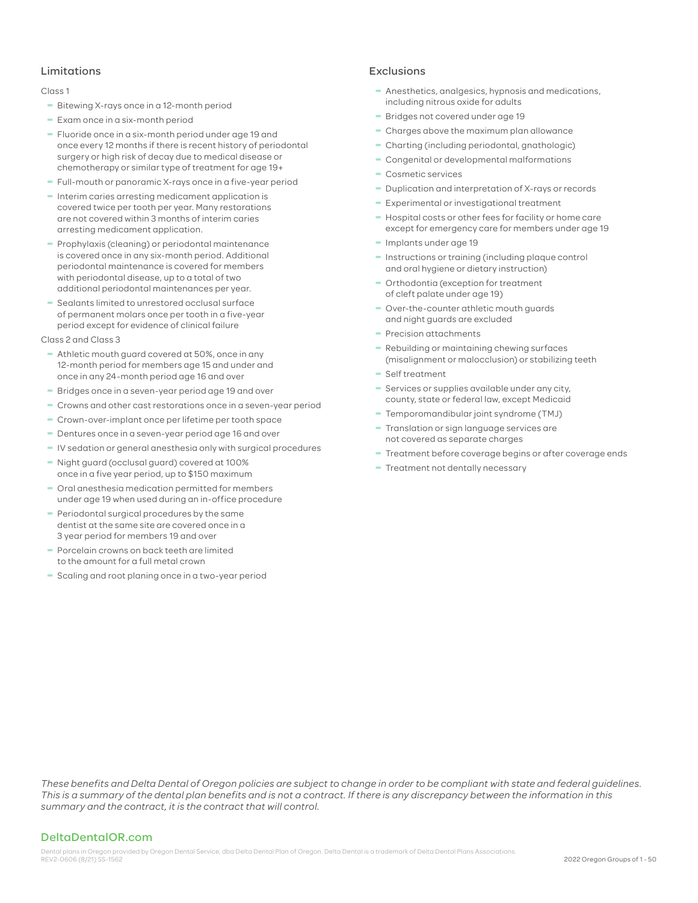## Limitations

Class 1

- Bitewing X-rays once in a 12-month period
- Exam once in a six-month period
- Fluoride once in a six-month period under age 19 and once every 12 months if there is recent history of periodontal surgery or high risk of decay due to medical disease or chemotherapy or similar type of treatment for age 19+
- Full-mouth or panoramic X-rays once in a five-year period
- Interim caries arresting medicament application is covered twice per tooth per year. Many restorations are not covered within 3 months of interim caries arresting medicament application.
- Prophylaxis (cleaning) or periodontal maintenance is covered once in any six-month period. Additional periodontal maintenance is covered for members with periodontal disease, up to a total of two additional periodontal maintenances per year.
- Sealants limited to unrestored occlusal surface of permanent molars once per tooth in a five-year period except for evidence of clinical failure

Class 2 and Class 3

- Athletic mouth guard covered at 50%, once in any 12-month period for members age 15 and under and once in any 24-month period age 16 and over
- Bridges once in a seven-year period age 19 and over
- Crowns and other cast restorations once in a seven-year period
- Crown-over-implant once per lifetime per tooth space
- Dentures once in a seven-year period age 16 and over
- IV sedation or general anesthesia only with surgical procedures
- Night guard (occlusal guard) covered at 100% once in a five year period, up to $150 maximum
- Oral anesthesia medication permitted for members under age 19 when used during an in-office procedure
- Periodontal surgical procedures by the same dentist at the same site are covered once in a 3 year period for members 19 and over
- Porcelain crowns on back teeth are limited to the amount for a full metal crown
- Scaling and root planing once in a two-year period

## Exclusions

- Anesthetics, analgesics, hypnosis and medications, including nitrous oxide for adults
- Bridges not covered under age 19
- Charges above the maximum plan allowance
- Charting (including periodontal, gnathologic)
- Congenital or developmental malformations
- Cosmetic services
- Duplication and interpretation of X-rays or records
- Experimental or investigational treatment
- Hospital costs or other fees for facility or home care except for emergency care for members under age 19
- Implants under age 19
- Instructions or training (including plaque control and oral hygiene or dietary instruction)
- Orthodontia (exception for treatment of cleft palate under age 19)
- Over-the-counter athletic mouth guards and night guards are excluded
- Precision attachments
- Rebuilding or maintaining chewing surfaces (misalignment or malocclusion) or stabilizing teeth
- Self treatment
- Services or supplies available under any city, county, state or federal law, except Medicaid
- Temporomandibular joint syndrome (TMJ)
- Translation or sign language services are not covered as separate charges
- Treatment before coverage begins or after coverage ends
- Treatment not dentally necessary

*These benefits and Delta Dental of Oregon policies are subject to change in order to be compliant with state and federal guidelines. This is a summary of the dental plan benefits and is not a contract. If there is any discrepancy between the information in this summary and the contract, it is the contract that will control.*

**DeltaDentalOR.com**

Dental plans in Oregon provided by Oregon Dental Service, dba Delta Dental Plan of Oregon. Delta Dental is a trademark of Delta Dental Plans Associations.
REV2-0606 (8/21) SS-1562

2022 Oregon Groups of 1 - 50